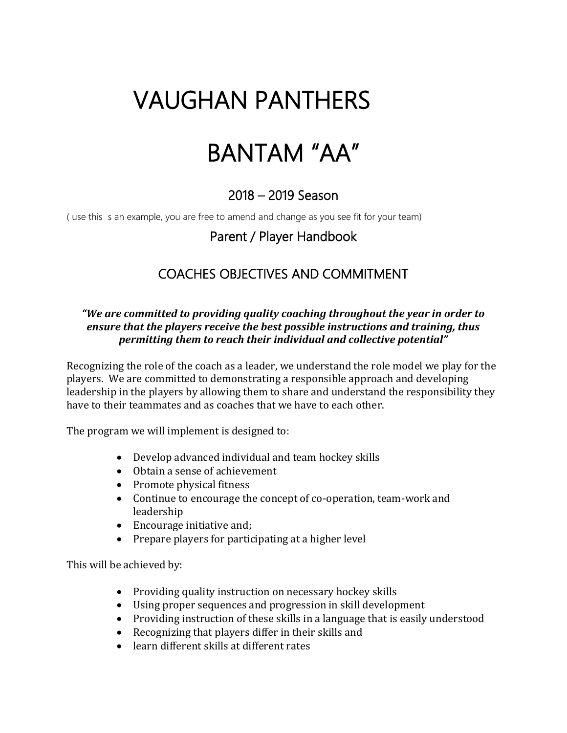# VAUGHAN PANTHERS

# BANTAM "AA"

## 2018 – 2019 Season

( use this s an example, you are free to amend and change as you see fit for your team)

## Parent / Player Handbook

## COACHES OBJECTIVES AND COMMITMENT

***"We are committed to providing quality coaching throughout the year in order to ensure that the players receive the best possible instructions and training, thus permitting them to reach their individual and collective potential"***

Recognizing the role of the coach as a leader, we understand the role model we play for the players. We are committed to demonstrating a responsible approach and developing leadership in the players by allowing them to share and understand the responsibility they have to their teammates and as coaches that we have to each other.

The program we will implement is designed to:

- Develop advanced individual and team hockey skills
- Obtain a sense of achievement
- Promote physical fitness
- Continue to encourage the concept of co-operation, team-work and leadership
- Encourage initiative and;
- Prepare players for participating at a higher level

This will be achieved by:

- Providing quality instruction on necessary hockey skills
- Using proper sequences and progression in skill development
- Providing instruction of these skills in a language that is easily understood
- Recognizing that players differ in their skills and
- learn different skills at different rates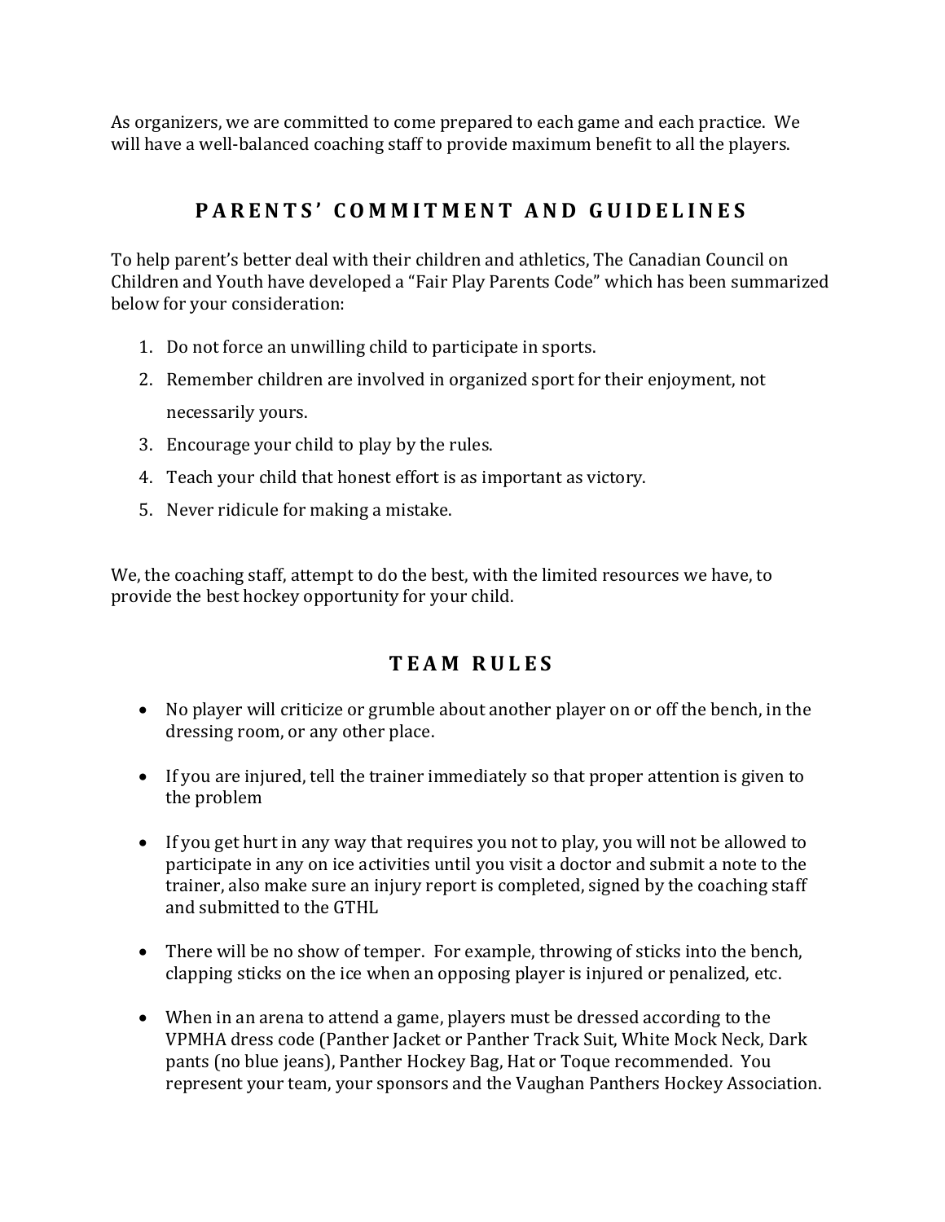As organizers, we are committed to come prepared to each game and each practice. We will have a well-balanced coaching staff to provide maximum benefit to all the players.

## PARENTS' COMMITMENT AND GUIDELINES

To help parent's better deal with their children and athletics, The Canadian Council on Children and Youth have developed a "Fair Play Parents Code" which has been summarized below for your consideration:

1. Do not force an unwilling child to participate in sports.
2. Remember children are involved in organized sport for their enjoyment, not necessarily yours.
3. Encourage your child to play by the rules.
4. Teach your child that honest effort is as important as victory.
5. Never ridicule for making a mistake.

We, the coaching staff, attempt to do the best, with the limited resources we have, to provide the best hockey opportunity for your child.

## TEAM RULES

- No player will criticize or grumble about another player on or off the bench, in the dressing room, or any other place.
- If you are injured, tell the trainer immediately so that proper attention is given to the problem
- If you get hurt in any way that requires you not to play, you will not be allowed to participate in any on ice activities until you visit a doctor and submit a note to the trainer, also make sure an injury report is completed, signed by the coaching staff and submitted to the GTHL
- There will be no show of temper. For example, throwing of sticks into the bench, clapping sticks on the ice when an opposing player is injured or penalized, etc.
- When in an arena to attend a game, players must be dressed according to the VPMHA dress code (Panther Jacket or Panther Track Suit, White Mock Neck, Dark pants (no blue jeans), Panther Hockey Bag, Hat or Toque recommended. You represent your team, your sponsors and the Vaughan Panthers Hockey Association.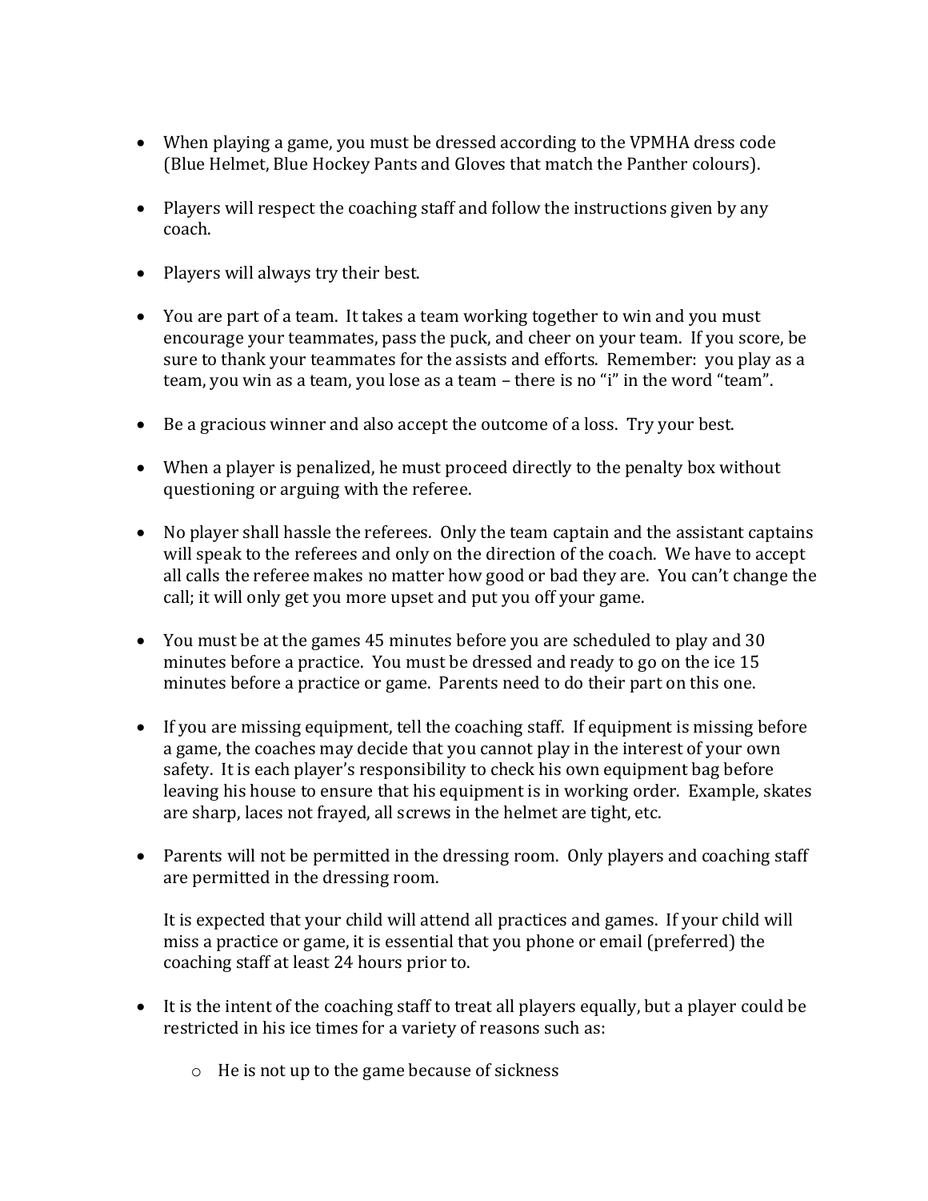- When playing a game, you must be dressed according to the VPMHA dress code (Blue Helmet, Blue Hockey Pants and Gloves that match the Panther colours).

- Players will respect the coaching staff and follow the instructions given by any coach.

- Players will always try their best.

- You are part of a team. It takes a team working together to win and you must encourage your teammates, pass the puck, and cheer on your team. If you score, be sure to thank your teammates for the assists and efforts. Remember: you play as a team, you win as a team, you lose as a team – there is no "i" in the word "team".

- Be a gracious winner and also accept the outcome of a loss. Try your best.

- When a player is penalized, he must proceed directly to the penalty box without questioning or arguing with the referee.

- No player shall hassle the referees. Only the team captain and the assistant captains will speak to the referees and only on the direction of the coach. We have to accept all calls the referee makes no matter how good or bad they are. You can't change the call; it will only get you more upset and put you off your game.

- You must be at the games 45 minutes before you are scheduled to play and 30 minutes before a practice. You must be dressed and ready to go on the ice 15 minutes before a practice or game. Parents need to do their part on this one.

- If you are missing equipment, tell the coaching staff. If equipment is missing before a game, the coaches may decide that you cannot play in the interest of your own safety. It is each player's responsibility to check his own equipment bag before leaving his house to ensure that his equipment is in working order. Example, skates are sharp, laces not frayed, all screws in the helmet are tight, etc.

- Parents will not be permitted in the dressing room. Only players and coaching staff are permitted in the dressing room.

  It is expected that your child will attend all practices and games. If your child will miss a practice or game, it is essential that you phone or email (preferred) the coaching staff at least 24 hours prior to.

- It is the intent of the coaching staff to treat all players equally, but a player could be restricted in his ice times for a variety of reasons such as:
  - He is not up to the game because of sickness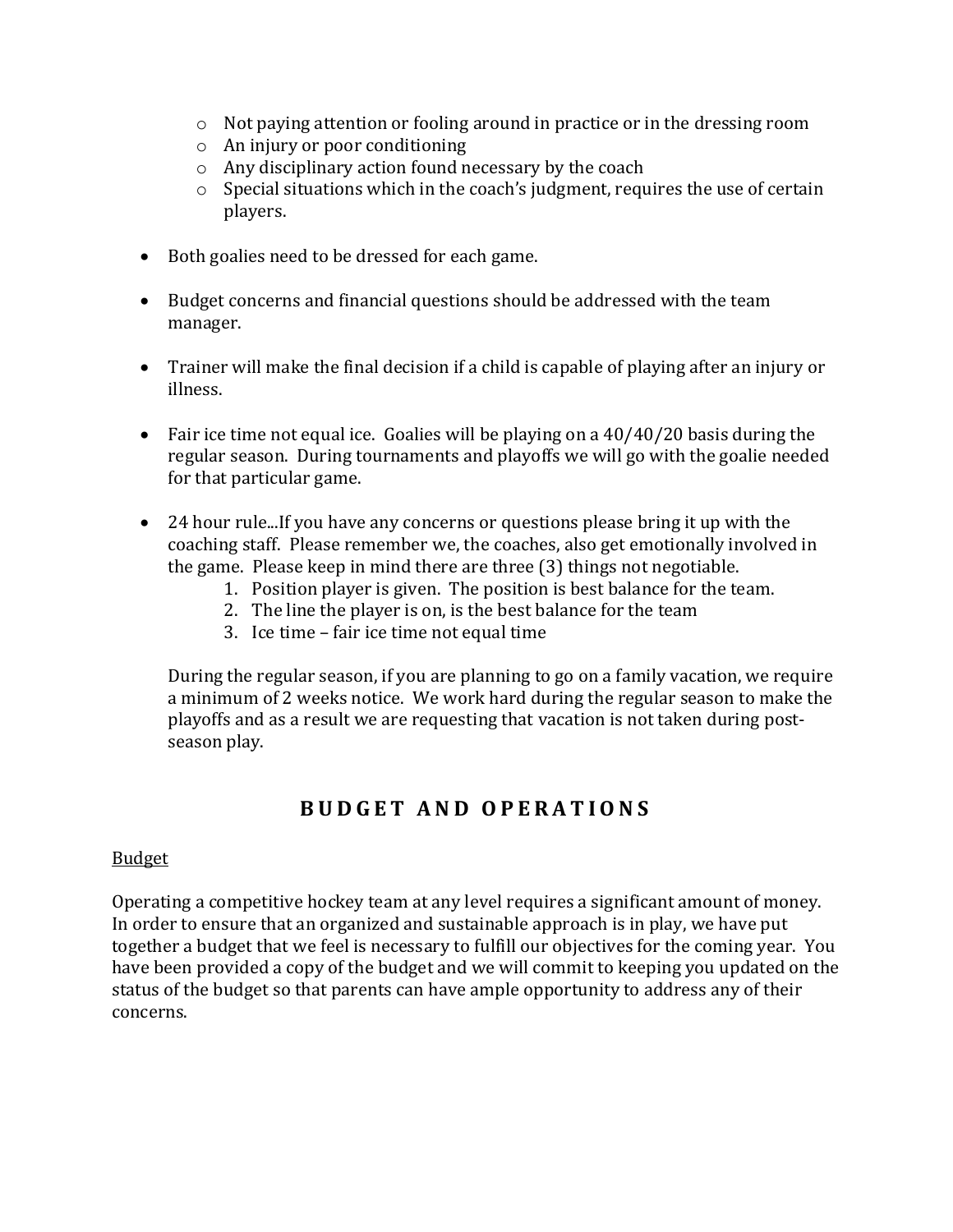- Not paying attention or fooling around in practice or in the dressing room
  - An injury or poor conditioning
  - Any disciplinary action found necessary by the coach
  - Special situations which in the coach's judgment, requires the use of certain players.

- Both goalies need to be dressed for each game.

- Budget concerns and financial questions should be addressed with the team manager.

- Trainer will make the final decision if a child is capable of playing after an injury or illness.

- Fair ice time not equal ice. Goalies will be playing on a 40/40/20 basis during the regular season. During tournaments and playoffs we will go with the goalie needed for that particular game.

- 24 hour rule...If you have any concerns or questions please bring it up with the coaching staff. Please remember we, the coaches, also get emotionally involved in the game. Please keep in mind there are three (3) things not negotiable.
  1. Position player is given. The position is best balance for the team.
  2. The line the player is on, is the best balance for the team
  3. Ice time – fair ice time not equal time

  During the regular season, if you are planning to go on a family vacation, we require a minimum of 2 weeks notice. We work hard during the regular season to make the playoffs and as a result we are requesting that vacation is not taken during post-season play.

## BUDGET AND OPERATIONS

### Budget

Operating a competitive hockey team at any level requires a significant amount of money. In order to ensure that an organized and sustainable approach is in play, we have put together a budget that we feel is necessary to fulfill our objectives for the coming year. You have been provided a copy of the budget and we will commit to keeping you updated on the status of the budget so that parents can have ample opportunity to address any of their concerns.